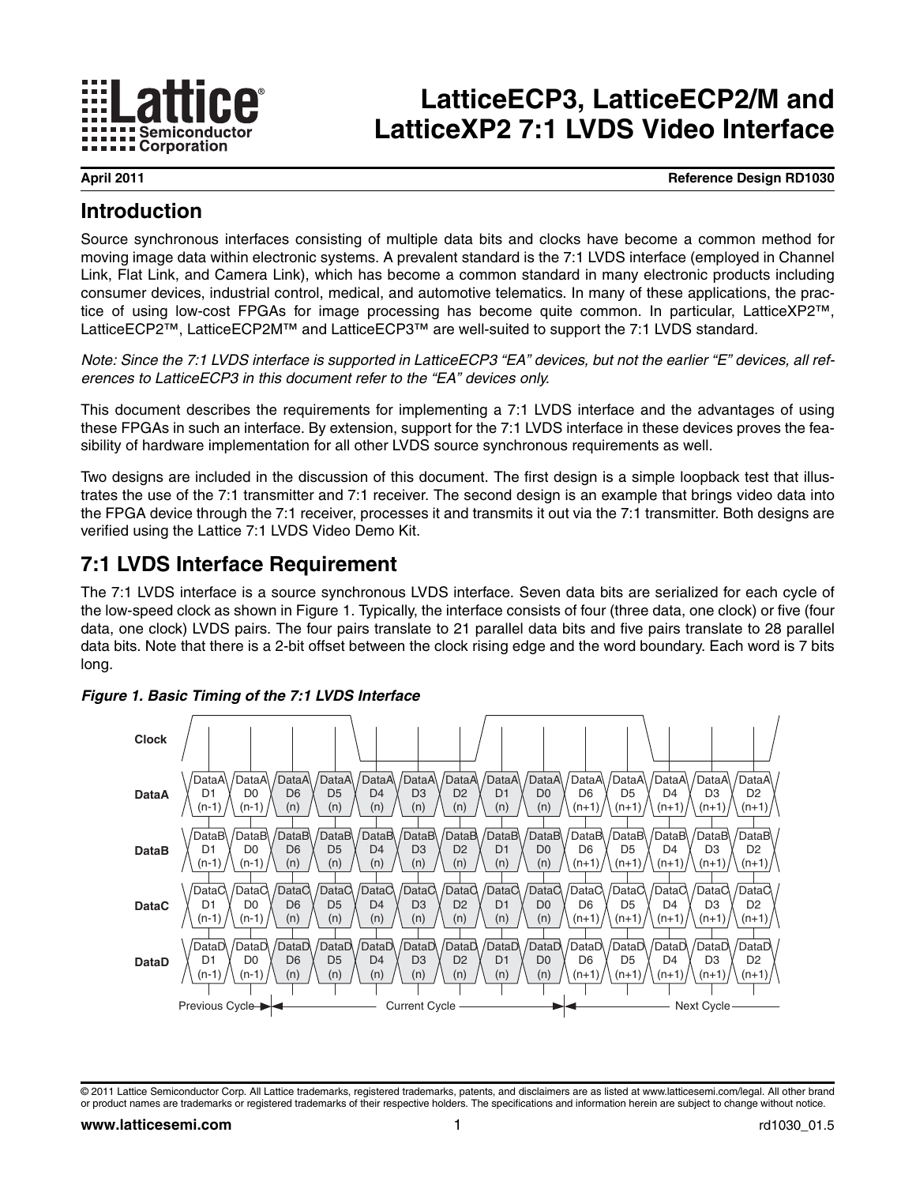# LatticeECP3, LatticeECP2/M and LatticeXP2 7:1 LVDS Video Interface

**April 2011** **Reference Design RD1030**

## Introduction

Source synchronous interfaces consisting of multiple data bits and clocks have become a common method for moving image data within electronic systems. A prevalent standard is the 7:1 LVDS interface (employed in Channel Link, Flat Link, and Camera Link), which has become a common standard in many electronic products including consumer devices, industrial control, medical, and automotive telematics. In many of these applications, the practice of using low-cost FPGAs for image processing has become quite common. In particular, LatticeXP2™, LatticeECP2™, LatticeECP2M™ and LatticeECP3™ are well-suited to support the 7:1 LVDS standard.

*Note: Since the 7:1 LVDS interface is supported in LatticeECP3 "EA" devices, but not the earlier "E" devices, all references to LatticeECP3 in this document refer to the "EA" devices only.*

This document describes the requirements for implementing a 7:1 LVDS interface and the advantages of using these FPGAs in such an interface. By extension, support for the 7:1 LVDS interface in these devices proves the feasibility of hardware implementation for all other LVDS source synchronous requirements as well.

Two designs are included in the discussion of this document. The first design is a simple loopback test that illustrates the use of the 7:1 transmitter and 7:1 receiver. The second design is an example that brings video data into the FPGA device through the 7:1 receiver, processes it and transmits it out via the 7:1 transmitter. Both designs are verified using the Lattice 7:1 LVDS Video Demo Kit.

## 7:1 LVDS Interface Requirement

The 7:1 LVDS interface is a source synchronous LVDS interface. Seven data bits are serialized for each cycle of the low-speed clock as shown in Figure 1. Typically, the interface consists of four (three data, one clock) or five (four data, one clock) LVDS pairs. The four pairs translate to 21 parallel data bits and five pairs translate to 28 parallel data bits. Note that there is a 2-bit offset between the clock rising edge and the word boundary. Each word is 7 bits long.

***Figure 1. Basic Timing of the 7:1 LVDS Interface***

| Signal | | | | | | | | | | | | | | |
|---|---|---|---|---|---|---|---|---|---|---|---|---|---|---|
| DataA | DataA D1 (n-1) | DataA D0 (n-1) | DataA D6 (n) | DataA D5 (n) | DataA D4 (n) | DataA D3 (n) | DataA D2 (n) | DataA D1 (n) | DataA D0 (n) | DataA D6 (n+1) | DataA D5 (n+1) | DataA D4 (n+1) | DataA D3 (n+1) | DataA D2 (n+1) |
| DataB | DataB D1 (n-1) | DataB D0 (n-1) | DataB D6 (n) | DataB D5 (n) | DataB D4 (n) | DataB D3 (n) | DataB D2 (n) | DataB D1 (n) | DataB D0 (n) | DataB D6 (n+1) | DataB D5 (n+1) | DataB D4 (n+1) | DataB D3 (n+1) | DataB D2 (n+1) |
| DataC | DataC D1 (n-1) | DataC D0 (n-1) | DataC D6 (n) | DataC D5 (n) | DataC D4 (n) | DataC D3 (n) | DataC D2 (n) | DataC D1 (n) | DataC D0 (n) | DataC D6 (n+1) | DataC D5 (n+1) | DataC D4 (n+1) | DataC D3 (n+1) | DataC D2 (n+1) |
| DataD | DataD D1 (n-1) | DataD D0 (n-1) | DataD D6 (n) | DataD D5 (n) | DataD D4 (n) | DataD D3 (n) | DataD D2 (n) | DataD D1 (n) | DataD D0 (n) | DataD D6 (n+1) | DataD D5 (n+1) | DataD D4 (n+1) | DataD D3 (n+1) | DataD D2 (n+1) |

Previous Cycle | Current Cycle | Next Cycle

© 2011 Lattice Semiconductor Corp. All Lattice trademarks, registered trademarks, patents, and disclaimers are as listed at www.latticesemi.com/legal. All other brand or product names are trademarks or registered trademarks of their respective holders. The specifications and information herein are subject to change without notice.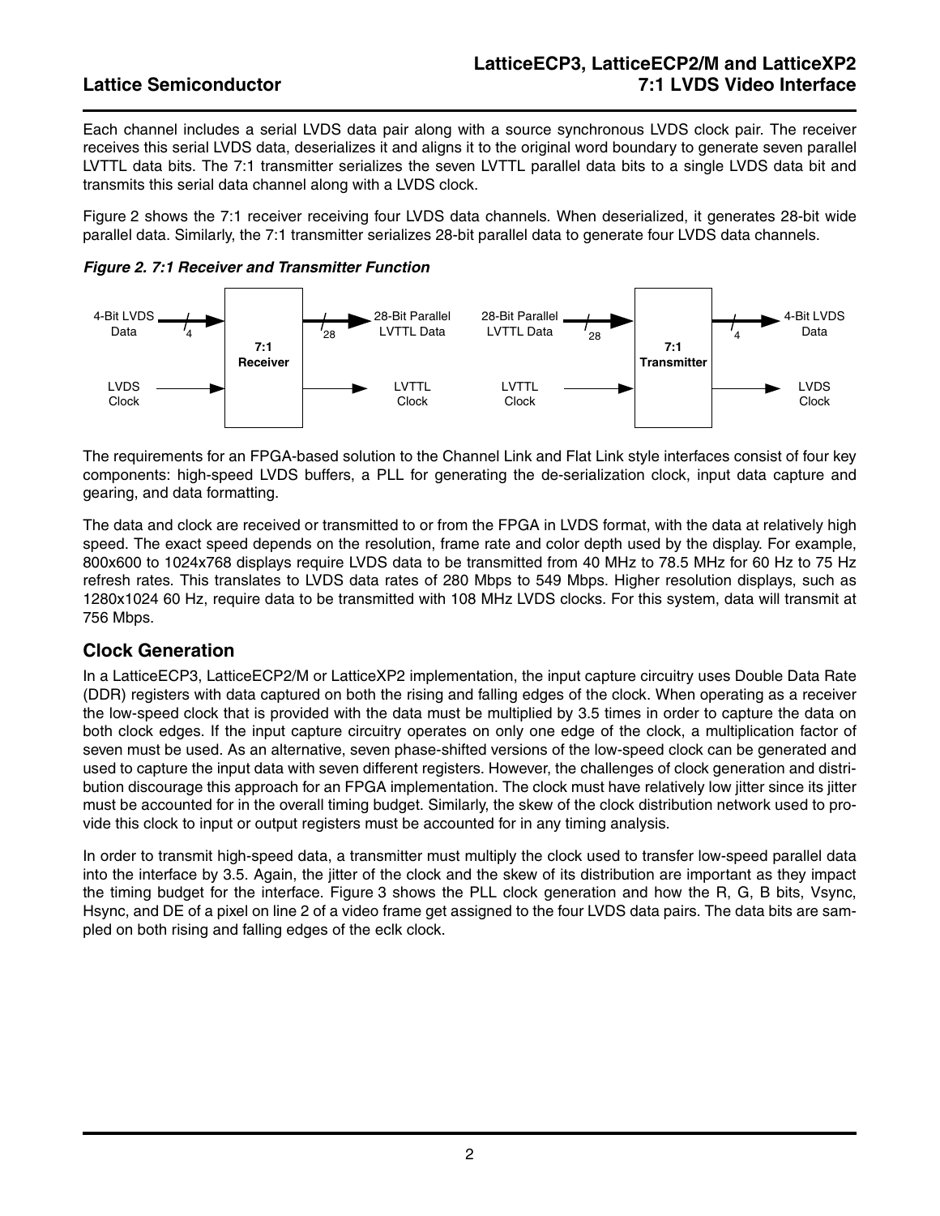Each channel includes a serial LVDS data pair along with a source synchronous LVDS clock pair. The receiver receives this serial LVDS data, deserializes it and aligns it to the original word boundary to generate seven parallel LVTTL data bits. The 7:1 transmitter serializes the seven LVTTL parallel data bits to a single LVDS data bit and transmits this serial data channel along with a LVDS clock.

Figure 2 shows the 7:1 receiver receiving four LVDS data channels. When deserialized, it generates 28-bit wide parallel data. Similarly, the 7:1 transmitter serializes 28-bit parallel data to generate four LVDS data channels.

***Figure 2. 7:1 Receiver and Transmitter Function***

4-Bit LVDS Data 4 — 7:1 Receiver — 28 28-Bit Parallel LVTTL Data

LVDS Clock — 7:1 Receiver — LVTTL Clock

28-Bit Parallel LVTTL Data 28 — 7:1 Transmitter — 4 4-Bit LVDS Data

LVTTL Clock — 7:1 Transmitter — LVDS Clock

The requirements for an FPGA-based solution to the Channel Link and Flat Link style interfaces consist of four key components: high-speed LVDS buffers, a PLL for generating the de-serialization clock, input data capture and gearing, and data formatting.

The data and clock are received or transmitted to or from the FPGA in LVDS format, with the data at relatively high speed. The exact speed depends on the resolution, frame rate and color depth used by the display. For example, 800x600 to 1024x768 displays require LVDS data to be transmitted from 40 MHz to 78.5 MHz for 60 Hz to 75 Hz refresh rates. This translates to LVDS data rates of 280 Mbps to 549 Mbps. Higher resolution displays, such as 1280x1024 60 Hz, require data to be transmitted with 108 MHz LVDS clocks. For this system, data will transmit at 756 Mbps.

## Clock Generation

In a LatticeECP3, LatticeECP2/M or LatticeXP2 implementation, the input capture circuitry uses Double Data Rate (DDR) registers with data captured on both the rising and falling edges of the clock. When operating as a receiver the low-speed clock that is provided with the data must be multiplied by 3.5 times in order to capture the data on both clock edges. If the input capture circuitry operates on only one edge of the clock, a multiplication factor of seven must be used. As an alternative, seven phase-shifted versions of the low-speed clock can be generated and used to capture the input data with seven different registers. However, the challenges of clock generation and distribution discourage this approach for an FPGA implementation. The clock must have relatively low jitter since its jitter must be accounted for in the overall timing budget. Similarly, the skew of the clock distribution network used to provide this clock to input or output registers must be accounted for in any timing analysis.

In order to transmit high-speed data, a transmitter must multiply the clock used to transfer low-speed parallel data into the interface by 3.5. Again, the jitter of the clock and the skew of its distribution are important as they impact the timing budget for the interface. Figure 3 shows the PLL clock generation and how the R, G, B bits, Vsync, Hsync, and DE of a pixel on line 2 of a video frame get assigned to the four LVDS data pairs. The data bits are sampled on both rising and falling edges of the eclk clock.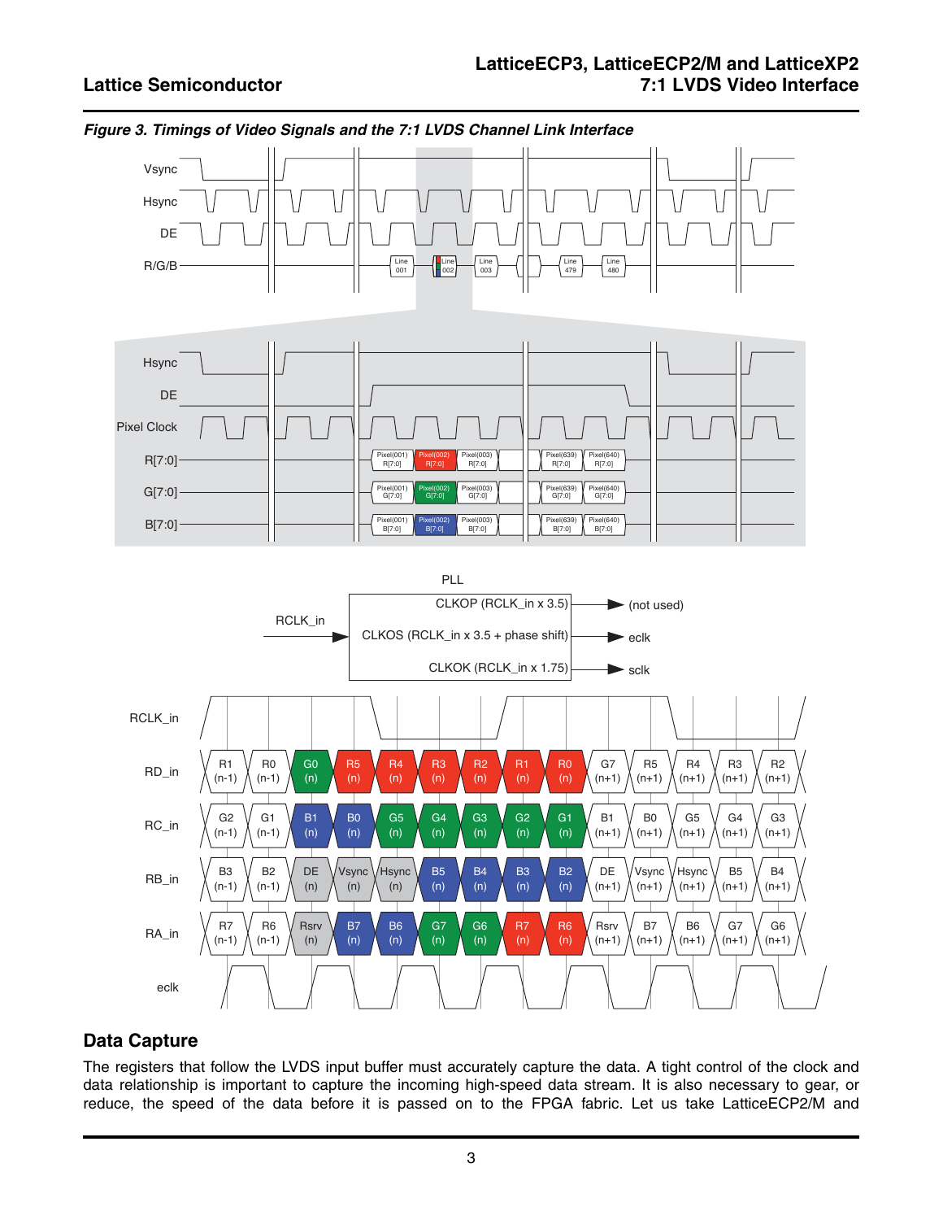*Figure 3. Timings of Video Signals and the 7:1 LVDS Channel Link Interface*

## Data Capture

The registers that follow the LVDS input buffer must accurately capture the data. A tight control of the clock and data relationship is important to capture the incoming high-speed data stream. It is also necessary to gear, or reduce, the speed of the data before it is passed on to the FPGA fabric. Let us take LatticeECP2/M and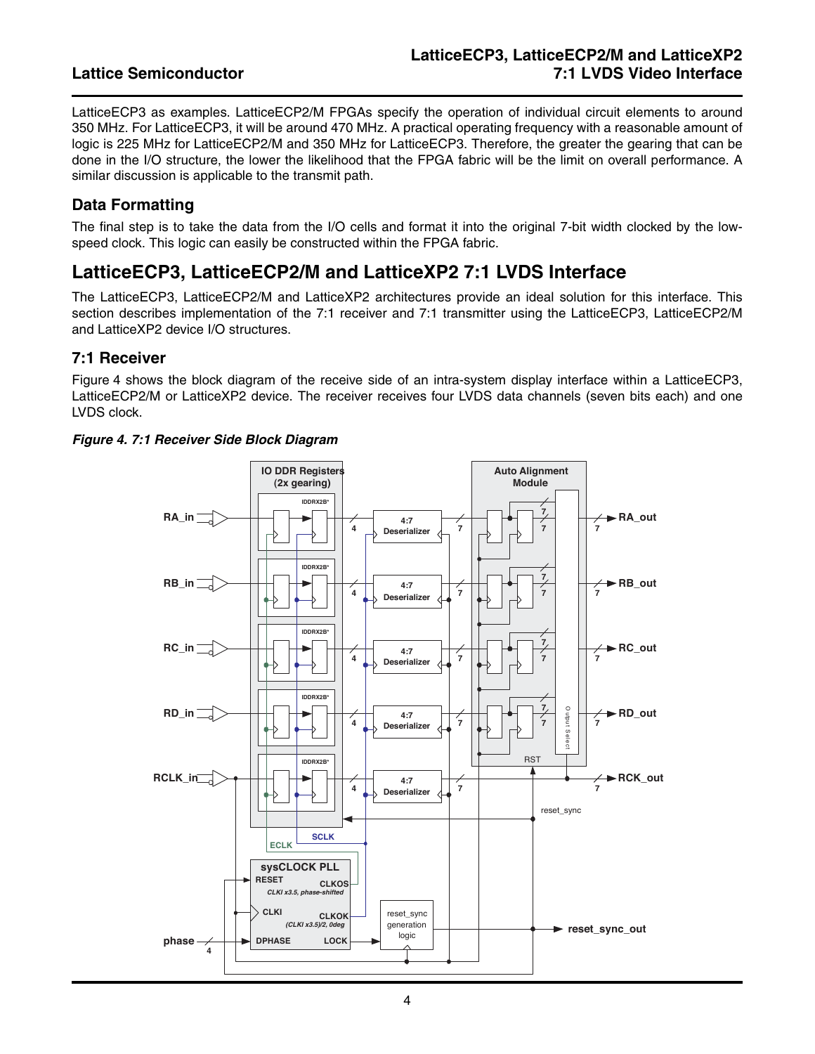LatticeECP3 as examples. LatticeECP2/M FPGAs specify the operation of individual circuit elements to around 350 MHz. For LatticeECP3, it will be around 470 MHz. A practical operating frequency with a reasonable amount of logic is 225 MHz for LatticeECP2/M and 350 MHz for LatticeECP3. Therefore, the greater the gearing that can be done in the I/O structure, the lower the likelihood that the FPGA fabric will be the limit on overall performance. A similar discussion is applicable to the transmit path.

### Data Formatting

The final step is to take the data from the I/O cells and format it into the original 7-bit width clocked by the low-speed clock. This logic can easily be constructed within the FPGA fabric.

## LatticeECP3, LatticeECP2/M and LatticeXP2 7:1 LVDS Interface

The LatticeECP3, LatticeECP2/M and LatticeXP2 architectures provide an ideal solution for this interface. This section describes implementation of the 7:1 receiver and 7:1 transmitter using the LatticeECP3, LatticeECP2/M and LatticeXP2 device I/O structures.

### 7:1 Receiver

Figure 4 shows the block diagram of the receive side of an intra-system display interface within a LatticeECP3, LatticeECP2/M or LatticeXP2 device. The receiver receives four LVDS data channels (seven bits each) and one LVDS clock.

*Figure 4. 7:1 Receiver Side Block Diagram*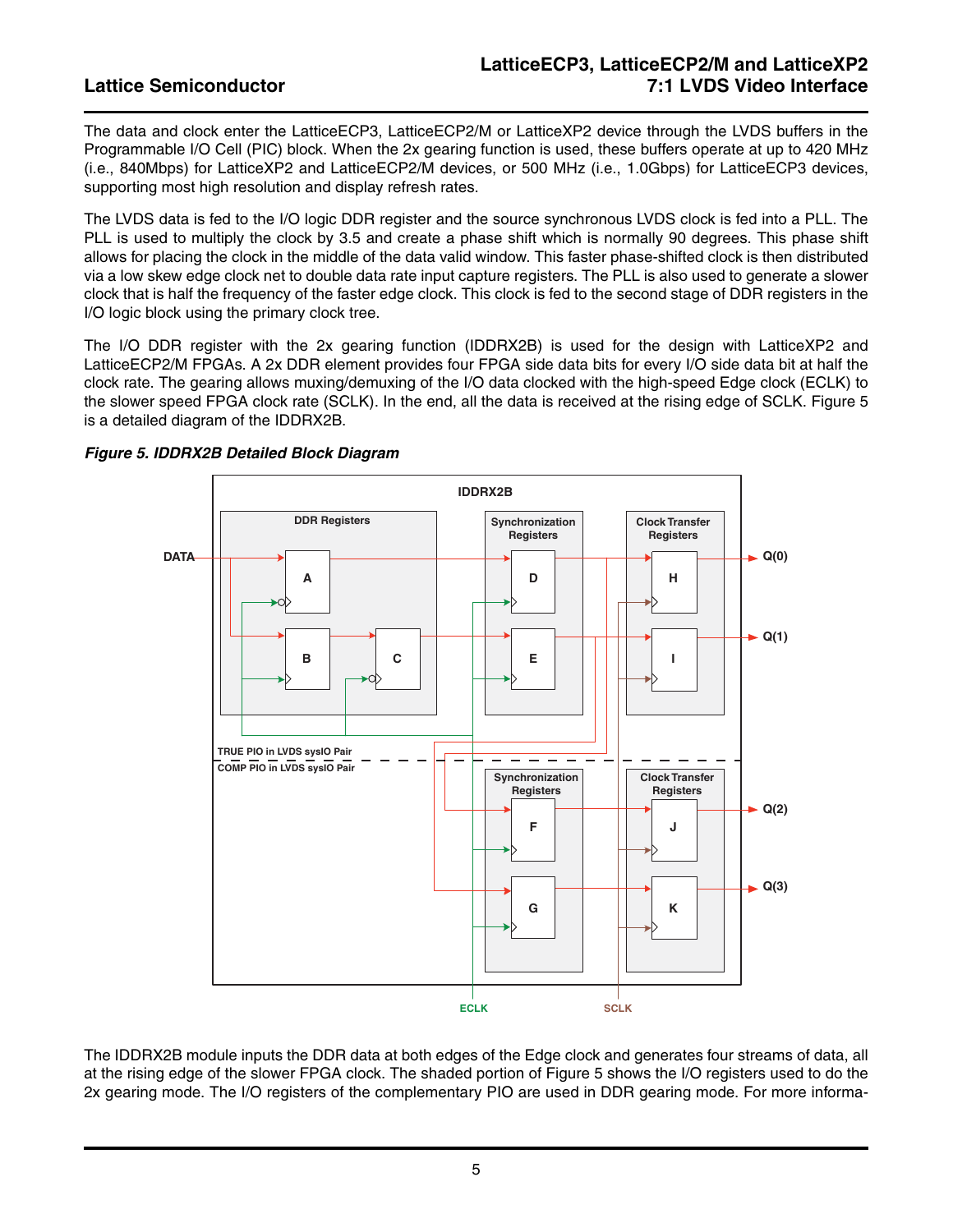The data and clock enter the LatticeECP3, LatticeECP2/M or LatticeXP2 device through the LVDS buffers in the Programmable I/O Cell (PIC) block. When the 2x gearing function is used, these buffers operate at up to 420 MHz (i.e., 840Mbps) for LatticeXP2 and LatticeECP2/M devices, or 500 MHz (i.e., 1.0Gbps) for LatticeECP3 devices, supporting most high resolution and display refresh rates.

The LVDS data is fed to the I/O logic DDR register and the source synchronous LVDS clock is fed into a PLL. The PLL is used to multiply the clock by 3.5 and create a phase shift which is normally 90 degrees. This phase shift allows for placing the clock in the middle of the data valid window. This faster phase-shifted clock is then distributed via a low skew edge clock net to double data rate input capture registers. The PLL is also used to generate a slower clock that is half the frequency of the faster edge clock. This clock is fed to the second stage of DDR registers in the I/O logic block using the primary clock tree.

The I/O DDR register with the 2x gearing function (IDDRX2B) is used for the design with LatticeXP2 and LatticeECP2/M FPGAs. A 2x DDR element provides four FPGA side data bits for every I/O side data bit at half the clock rate. The gearing allows muxing/demuxing of the I/O data clocked with the high-speed Edge clock (ECLK) to the slower speed FPGA clock rate (SCLK). In the end, all the data is received at the rising edge of SCLK. Figure 5 is a detailed diagram of the IDDRX2B.

***Figure 5. IDDRX2B Detailed Block Diagram***

The IDDRX2B module inputs the DDR data at both edges of the Edge clock and generates four streams of data, all at the rising edge of the slower FPGA clock. The shaded portion of Figure 5 shows the I/O registers used to do the 2x gearing mode. The I/O registers of the complementary PIO are used in DDR gearing mode. For more informa-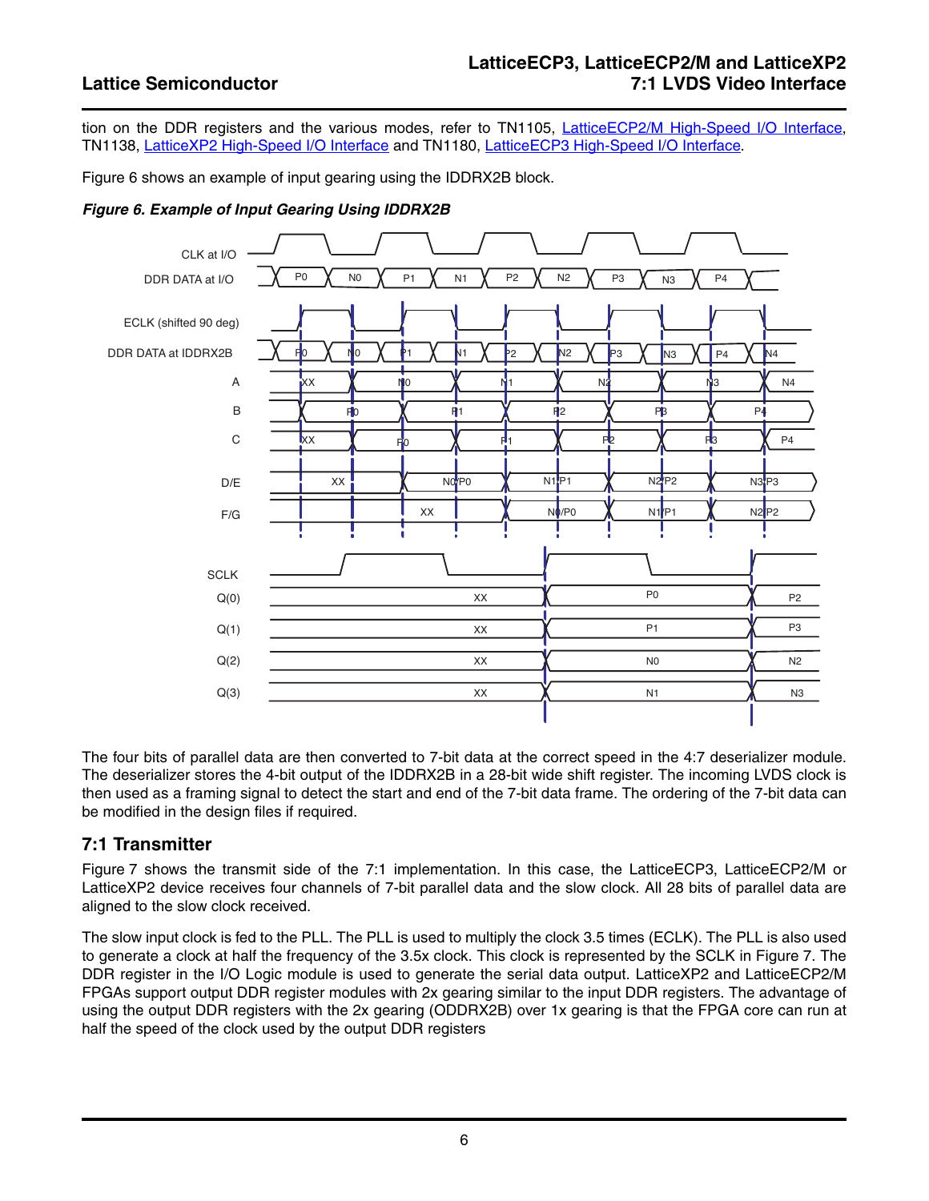tion on the DDR registers and the various modes, refer to TN1105, LatticeECP2/M High-Speed I/O Interface, TN1138, LatticeXP2 High-Speed I/O Interface and TN1180, LatticeECP3 High-Speed I/O Interface.

Figure 6 shows an example of input gearing using the IDDRX2B block.

***Figure 6. Example of Input Gearing Using IDDRX2B***

The four bits of parallel data are then converted to 7-bit data at the correct speed in the 4:7 deserializer module. The deserializer stores the 4-bit output of the IDDRX2B in a 28-bit wide shift register. The incoming LVDS clock is then used as a framing signal to detect the start and end of the 7-bit data frame. The ordering of the 7-bit data can be modified in the design files if required.

## 7:1 Transmitter

Figure 7 shows the transmit side of the 7:1 implementation. In this case, the LatticeECP3, LatticeECP2/M or LatticeXP2 device receives four channels of 7-bit parallel data and the slow clock. All 28 bits of parallel data are aligned to the slow clock received.

The slow input clock is fed to the PLL. The PLL is used to multiply the clock 3.5 times (ECLK). The PLL is also used to generate a clock at half the frequency of the 3.5x clock. This clock is represented by the SCLK in Figure 7. The DDR register in the I/O Logic module is used to generate the serial data output. LatticeXP2 and LatticeECP2/M FPGAs support output DDR register modules with 2x gearing similar to the input DDR registers. The advantage of using the output DDR registers with the 2x gearing (ODDRX2B) over 1x gearing is that the FPGA core can run at half the speed of the clock used by the output DDR registers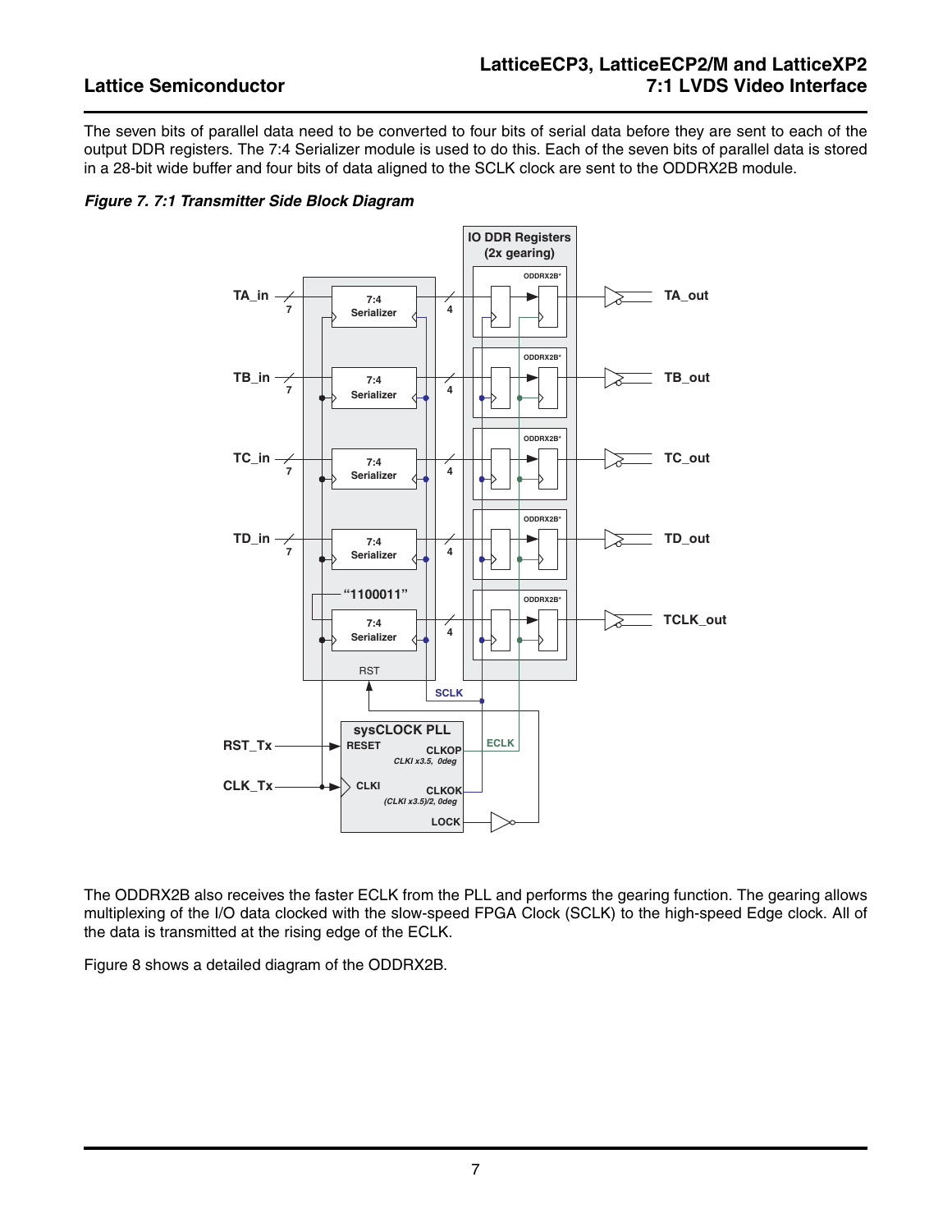The seven bits of parallel data need to be converted to four bits of serial data before they are sent to each of the output DDR registers. The 7:4 Serializer module is used to do this. Each of the seven bits of parallel data is stored in a 28-bit wide buffer and four bits of data aligned to the SCLK clock are sent to the ODDRX2B module.

***Figure 7. 7:1 Transmitter Side Block Diagram***

The ODDRX2B also receives the faster ECLK from the PLL and performs the gearing function. The gearing allows multiplexing of the I/O data clocked with the slow-speed FPGA Clock (SCLK) to the high-speed Edge clock. All of the data is transmitted at the rising edge of the ECLK.

Figure 8 shows a detailed diagram of the ODDRX2B.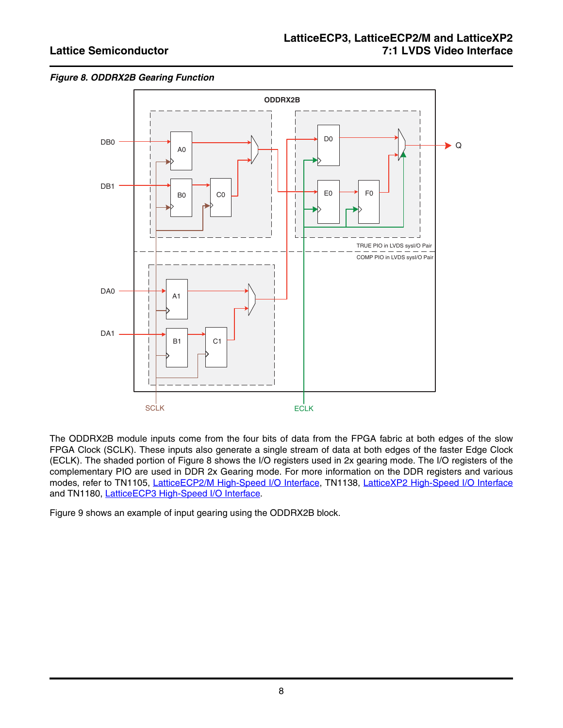*Figure 8. ODDRX2B Gearing Function*

The ODDRX2B module inputs come from the four bits of data from the FPGA fabric at both edges of the slow FPGA Clock (SCLK). These inputs also generate a single stream of data at both edges of the faster Edge Clock (ECLK). The shaded portion of Figure 8 shows the I/O registers used in 2x gearing mode. The I/O registers of the complementary PIO are used in DDR 2x Gearing mode. For more information on the DDR registers and various modes, refer to TN1105, LatticeECP2/M High-Speed I/O Interface, TN1138, LatticeXP2 High-Speed I/O Interface and TN1180, LatticeECP3 High-Speed I/O Interface.

Figure 9 shows an example of input gearing using the ODDRX2B block.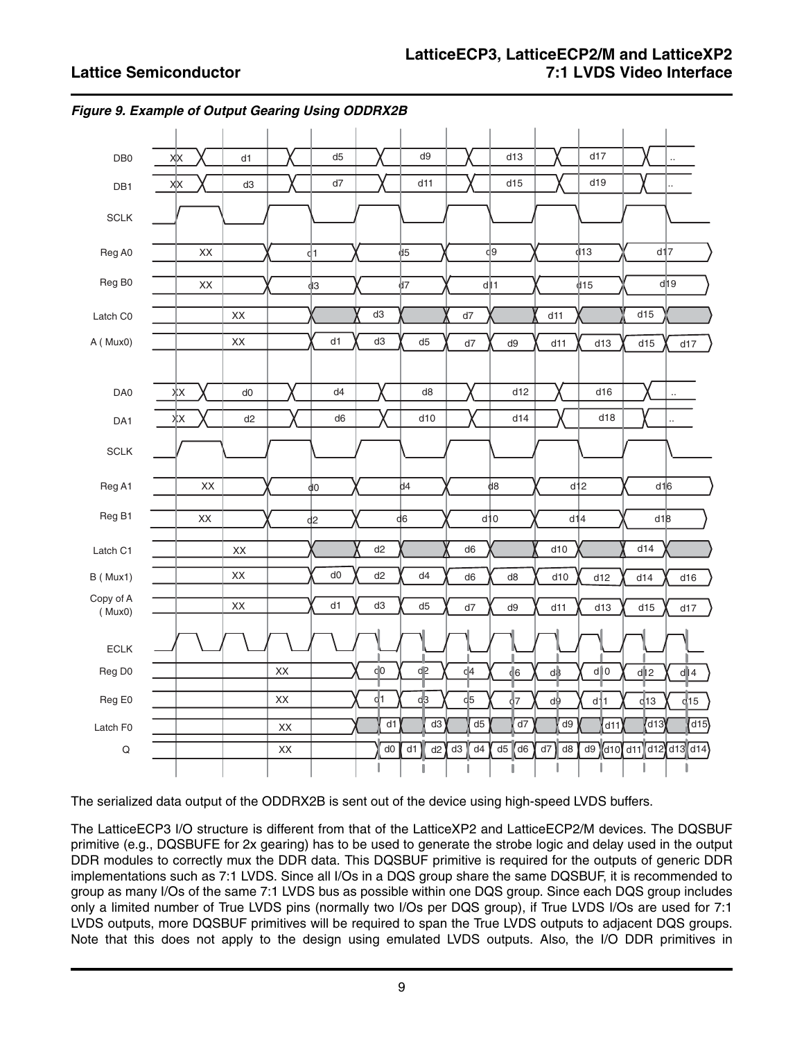*Figure 9. Example of Output Gearing Using ODDRX2B*

The serialized data output of the ODDRX2B is sent out of the device using high-speed LVDS buffers.

The LatticeECP3 I/O structure is different from that of the LatticeXP2 and LatticeECP2/M devices. The DQSBUF primitive (e.g., DQSBUFE for 2x gearing) has to be used to generate the strobe logic and delay used in the output DDR modules to correctly mux the DDR data. This DQSBUF primitive is required for the outputs of generic DDR implementations such as 7:1 LVDS. Since all I/Os in a DQS group share the same DQSBUF, it is recommended to group as many I/Os of the same 7:1 LVDS bus as possible within one DQS group. Since each DQS group includes only a limited number of True LVDS pins (normally two I/Os per DQS group), if True LVDS I/Os are used for 7:1 LVDS outputs, more DQSBUF primitives will be required to span the True LVDS outputs to adjacent DQS groups. Note that this does not apply to the design using emulated LVDS outputs. Also, the I/O DDR primitives in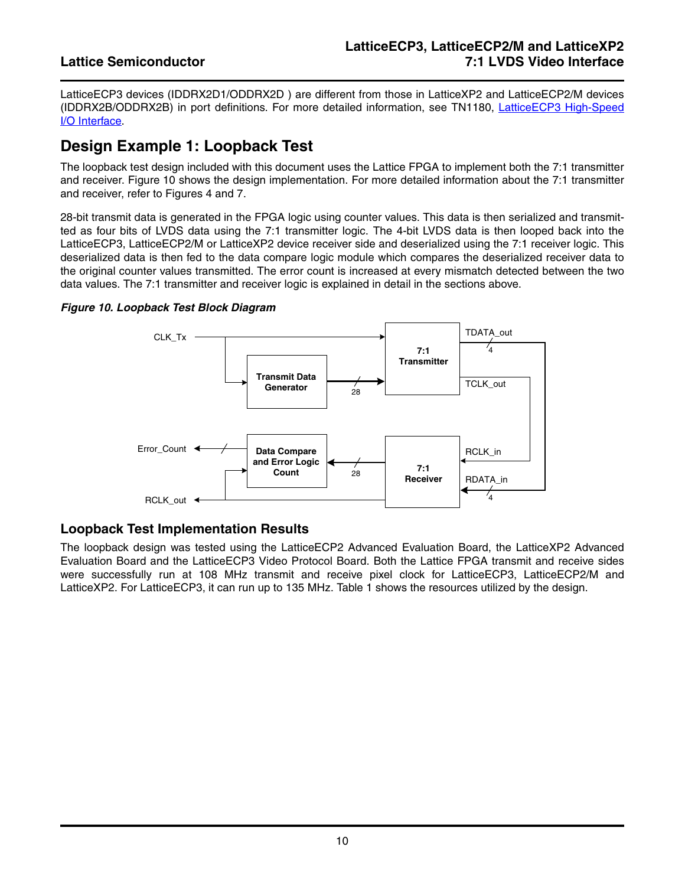LatticeECP3 devices (IDDRX2D1/ODDRX2D ) are different from those in LatticeXP2 and LatticeECP2/M devices (IDDRX2B/ODDRX2B) in port definitions. For more detailed information, see TN1180, [LatticeECP3 High-Speed I/O Interface](#).

## Design Example 1: Loopback Test

The loopback test design included with this document uses the Lattice FPGA to implement both the 7:1 transmitter and receiver. Figure 10 shows the design implementation. For more detailed information about the 7:1 transmitter and receiver, refer to Figures 4 and 7.

28-bit transmit data is generated in the FPGA logic using counter values. This data is then serialized and transmitted as four bits of LVDS data using the 7:1 transmitter logic. The 4-bit LVDS data is then looped back into the LatticeECP3, LatticeECP2/M or LatticeXP2 device receiver side and deserialized using the 7:1 receiver logic. This deserialized data is then fed to the data compare logic module which compares the deserialized receiver data to the original counter values transmitted. The error count is increased at every mismatch detected between the two data values. The 7:1 transmitter and receiver logic is explained in detail in the sections above.

***Figure 10. Loopback Test Block Diagram***

CLK_Tx
Transmit Data Generator
28
7:1 Transmitter
TDATA_out
4
TCLK_out
Error_Count
Data Compare and Error Logic Count
28
7:1 Receiver
RCLK_in
RDATA_in
4
RCLK_out

### Loopback Test Implementation Results

The loopback design was tested using the LatticeECP2 Advanced Evaluation Board, the LatticeXP2 Advanced Evaluation Board and the LatticeECP3 Video Protocol Board. Both the Lattice FPGA transmit and receive sides were successfully run at 108 MHz transmit and receive pixel clock for LatticeECP3, LatticeECP2/M and LatticeXP2. For LatticeECP3, it can run up to 135 MHz. Table 1 shows the resources utilized by the design.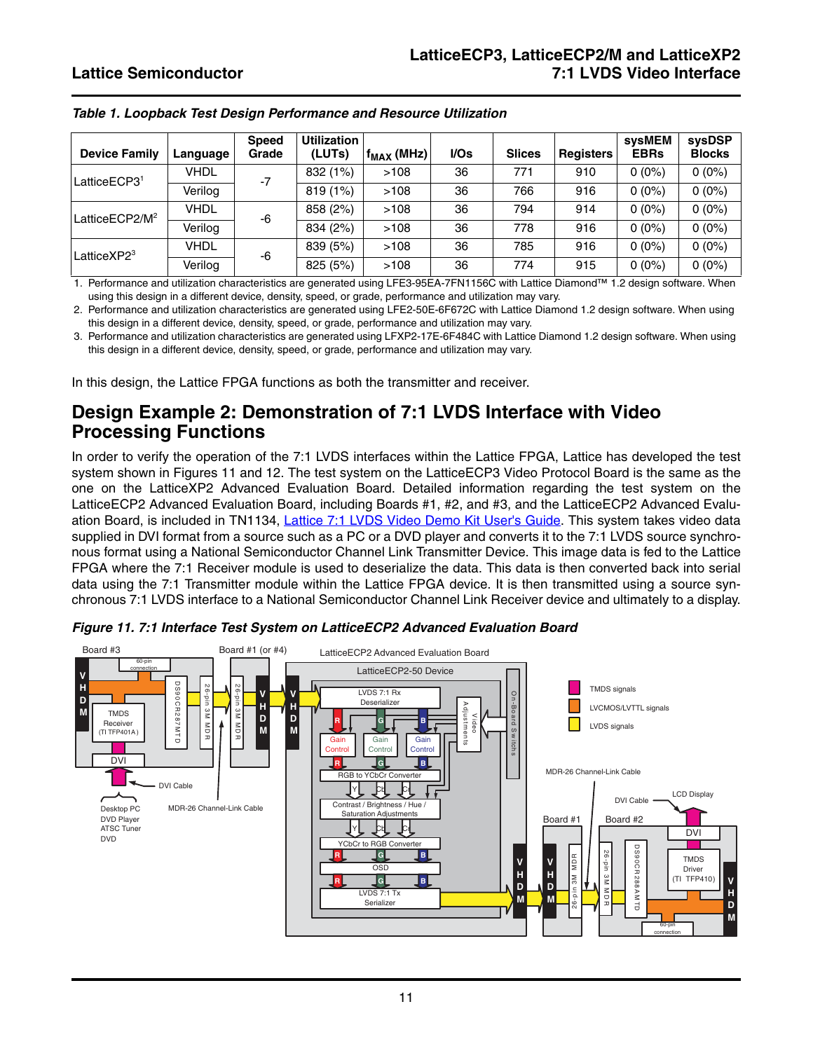*Table 1. Loopback Test Design Performance and Resource Utilization*

| Device Family | Language | Speed Grade | Utilization (LUTs) | $f_{MAX}$ (MHz) | I/Os | Slices | Registers | sysMEM EBRs | sysDSP Blocks |
|---|---|---|---|---|---|---|---|---|---|
| LatticeECP3[1] | VHDL | -7 | 832 (1%) | >108 | 36 | 771 | 910 | 0 (0%) | 0 (0%) |
| | Verilog | | 819 (1%) | >108 | 36 | 766 | 916 | 0 (0%) | 0 (0%) |
| LatticeECP2/M[2] | VHDL | -6 | 858 (2%) | >108 | 36 | 794 | 914 | 0 (0%) | 0 (0%) |
| | Verilog | | 834 (2%) | >108 | 36 | 778 | 916 | 0 (0%) | 0 (0%) |
| LatticeXP2[3] | VHDL | -6 | 839 (5%) | >108 | 36 | 785 | 916 | 0 (0%) | 0 (0%) |
| | Verilog | | 825 (5%) | >108 | 36 | 774 | 915 | 0 (0%) | 0 (0%) |

1. Performance and utilization characteristics are generated using LFE3-95EA-7FN1156C with Lattice Diamond™ 1.2 design software. When using this design in a different device, density, speed, or grade, performance and utilization may vary.
2. Performance and utilization characteristics are generated using LFE2-50E-6F672C with Lattice Diamond 1.2 design software. When using this design in a different device, density, speed, or grade, performance and utilization may vary.
3. Performance and utilization characteristics are generated using LFXP2-17E-6F484C with Lattice Diamond 1.2 design software. When using this design in a different device, density, speed, or grade, performance and utilization may vary.

In this design, the Lattice FPGA functions as both the transmitter and receiver.

## Design Example 2: Demonstration of 7:1 LVDS Interface with Video Processing Functions

In order to verify the operation of the 7:1 LVDS interfaces within the Lattice FPGA, Lattice has developed the test system shown in Figures 11 and 12. The test system on the LatticeECP3 Video Protocol Board is the same as the one on the LatticeXP2 Advanced Evaluation Board. Detailed information regarding the test system on the LatticeECP2 Advanced Evaluation Board, including Boards #1, #2, and #3, and the LatticeECP2 Advanced Evaluation Board, is included in TN1134, Lattice 7:1 LVDS Video Demo Kit User's Guide. This system takes video data supplied in DVI format from a source such as a PC or a DVD player and converts it to the 7:1 LVDS source synchronous format using a National Semiconductor Channel Link Transmitter Device. This image data is fed to the Lattice FPGA where the 7:1 Receiver module is used to deserialize the data. This data is then converted back into serial data using the 7:1 Transmitter module within the Lattice FPGA device. It is then transmitted using a source synchronous 7:1 LVDS interface to a National Semiconductor Channel Link Receiver device and ultimately to a display.

*Figure 11. 7:1 Interface Test System on LatticeECP2 Advanced Evaluation Board*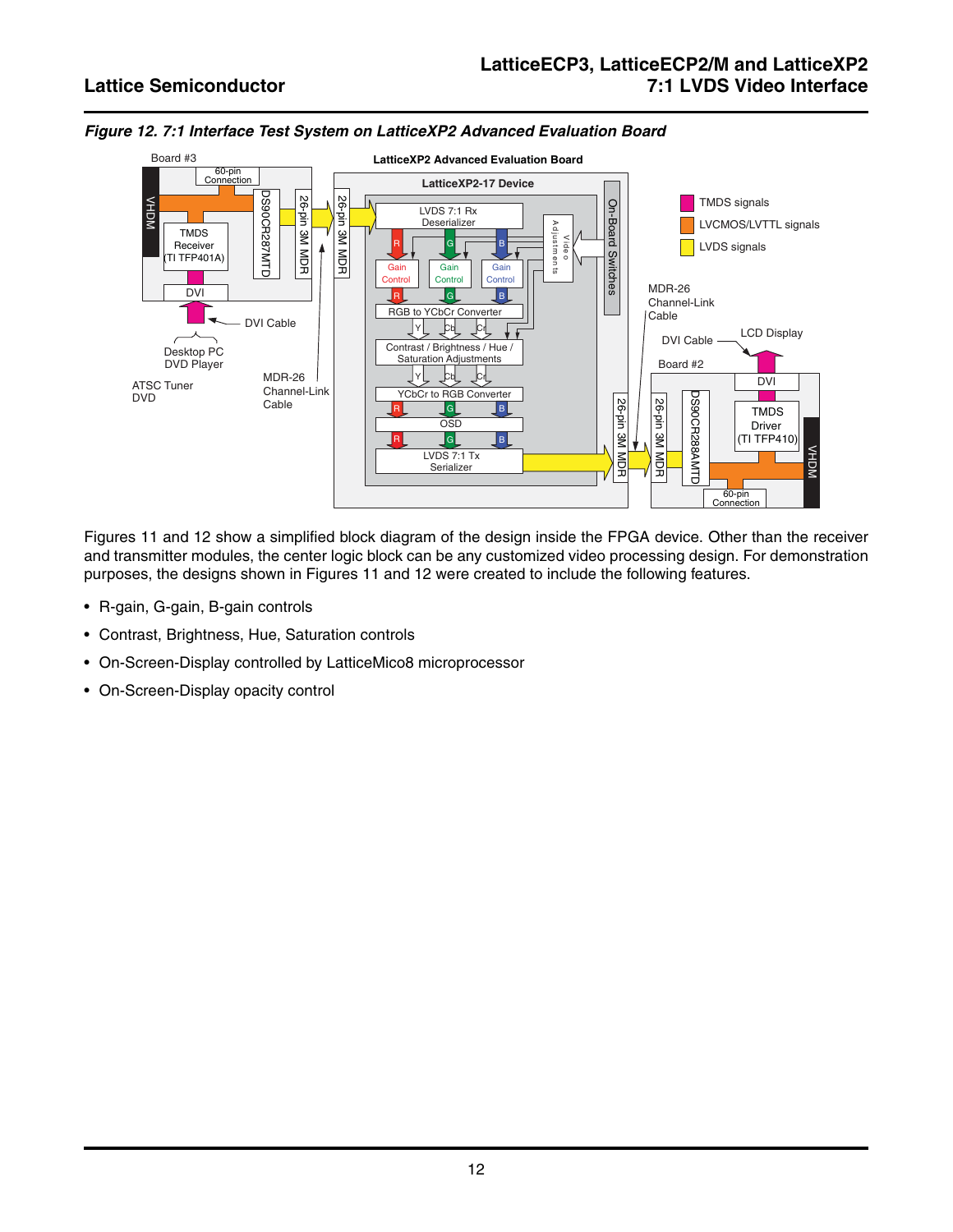*Figure 12. 7:1 Interface Test System on LatticeXP2 Advanced Evaluation Board*

Figures 11 and 12 show a simplified block diagram of the design inside the FPGA device. Other than the receiver and transmitter modules, the center logic block can be any customized video processing design. For demonstration purposes, the designs shown in Figures 11 and 12 were created to include the following features.

- R-gain, G-gain, B-gain controls
- Contrast, Brightness, Hue, Saturation controls
- On-Screen-Display controlled by LatticeMico8 microprocessor
- On-Screen-Display opacity control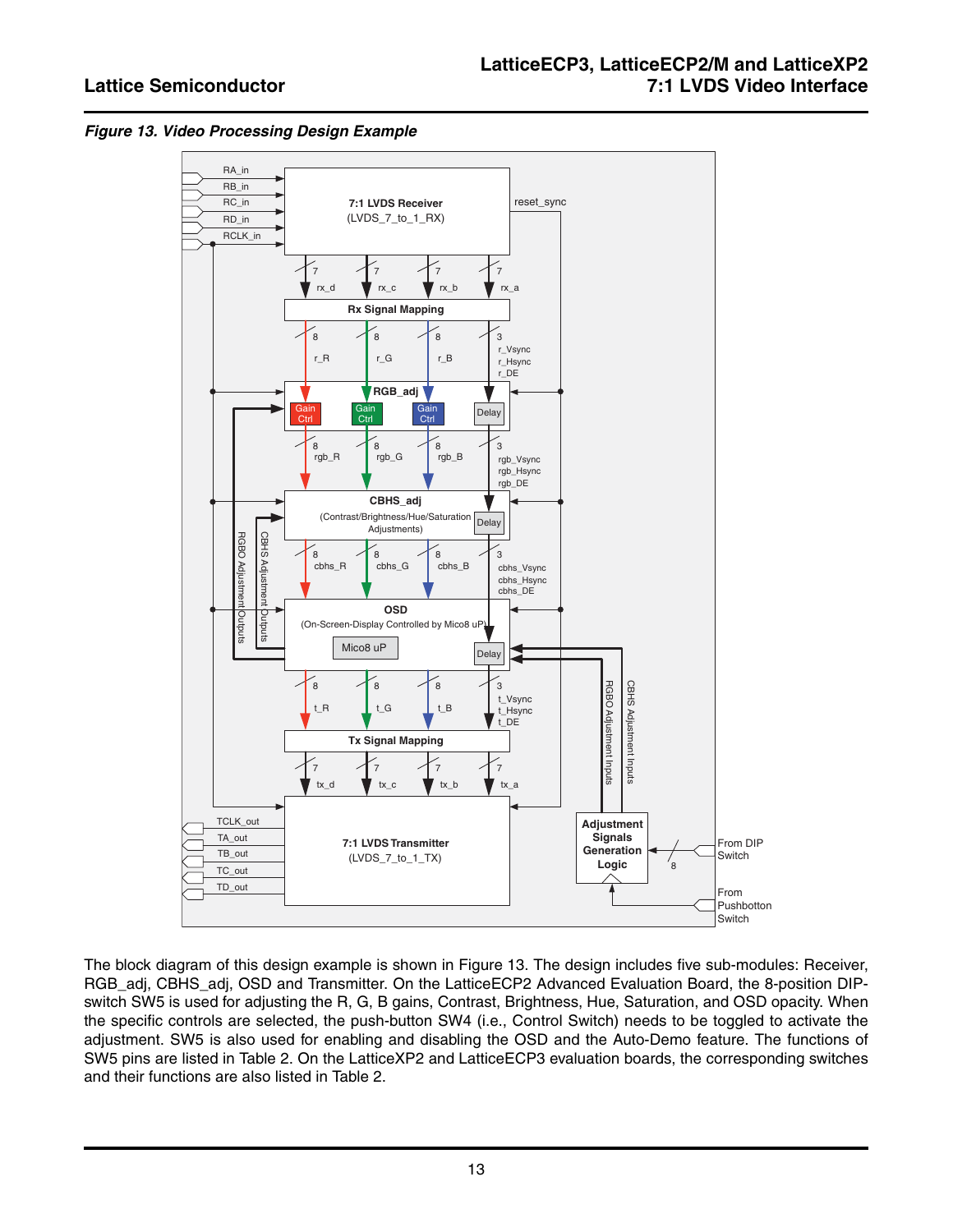*Figure 13. Video Processing Design Example*

The block diagram of this design example is shown in Figure 13. The design includes five sub-modules: Receiver, RGB_adj, CBHS_adj, OSD and Transmitter. On the LatticeECP2 Advanced Evaluation Board, the 8-position DIP-switch SW5 is used for adjusting the R, G, B gains, Contrast, Brightness, Hue, Saturation, and OSD opacity. When the specific controls are selected, the push-button SW4 (i.e., Control Switch) needs to be toggled to activate the adjustment. SW5 is also used for enabling and disabling the OSD and the Auto-Demo feature. The functions of SW5 pins are listed in Table 2. On the LatticeXP2 and LatticeECP3 evaluation boards, the corresponding switches and their functions are also listed in Table 2.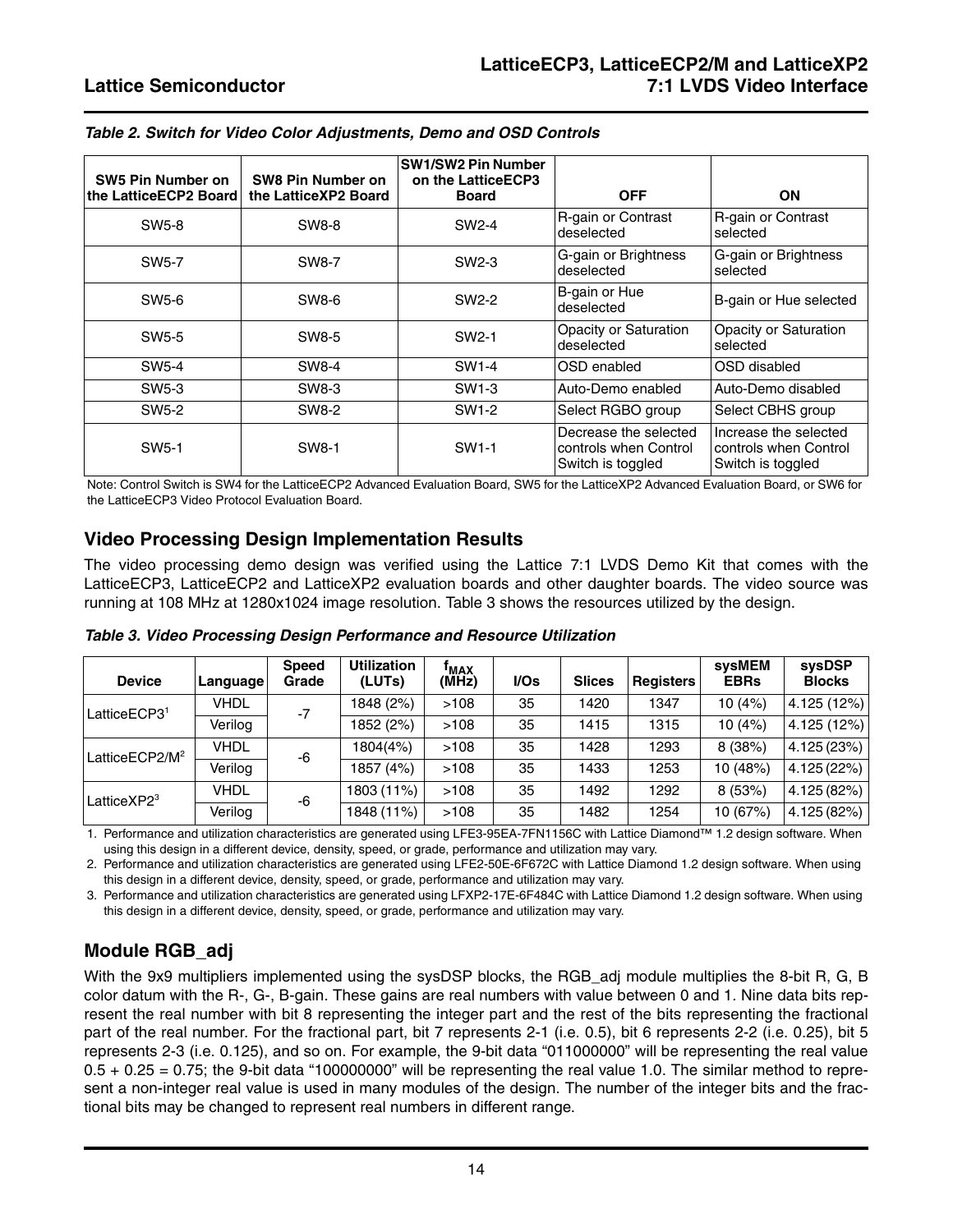*Table 2. Switch for Video Color Adjustments, Demo and OSD Controls*

| SW5 Pin Number on the LatticeECP2 Board | SW8 Pin Number on the LatticeXP2 Board | SW1/SW2 Pin Number on the LatticeECP3 Board | OFF | ON |
|---|---|---|---|---|
| SW5-8 | SW8-8 | SW2-4 | R-gain or Contrast deselected | R-gain or Contrast selected |
| SW5-7 | SW8-7 | SW2-3 | G-gain or Brightness deselected | G-gain or Brightness selected |
| SW5-6 | SW8-6 | SW2-2 | B-gain or Hue deselected | B-gain or Hue selected |
| SW5-5 | SW8-5 | SW2-1 | Opacity or Saturation deselected | Opacity or Saturation selected |
| SW5-4 | SW8-4 | SW1-4 | OSD enabled | OSD disabled |
| SW5-3 | SW8-3 | SW1-3 | Auto-Demo enabled | Auto-Demo disabled |
| SW5-2 | SW8-2 | SW1-2 | Select RGBO group | Select CBHS group |
| SW5-1 | SW8-1 | SW1-1 | Decrease the selected controls when Control Switch is toggled | Increase the selected controls when Control Switch is toggled |

Note: Control Switch is SW4 for the LatticeECP2 Advanced Evaluation Board, SW5 for the LatticeXP2 Advanced Evaluation Board, or SW6 for the LatticeECP3 Video Protocol Evaluation Board.

## Video Processing Design Implementation Results

The video processing demo design was verified using the Lattice 7:1 LVDS Demo Kit that comes with the LatticeECP3, LatticeECP2 and LatticeXP2 evaluation boards and other daughter boards. The video source was running at 108 MHz at 1280x1024 image resolution. Table 3 shows the resources utilized by the design.

*Table 3. Video Processing Design Performance and Resource Utilization*

| Device | Language | Speed Grade | Utilization (LUTs) | $f_{MAX}$ (MHz) | I/Os | Slices | Registers | sysMEM EBRs | sysDSP Blocks |
|---|---|---|---|---|---|---|---|---|---|
| LatticeECP3[1] | VHDL | -7 | 1848 (2%) | >108 | 35 | 1420 | 1347 | 10 (4%) | 4.125 (12%) |
| | Verilog | | 1852 (2%) | >108 | 35 | 1415 | 1315 | 10 (4%) | 4.125 (12%) |
| LatticeECP2/M[2] | VHDL | -6 | 1804(4%) | >108 | 35 | 1428 | 1293 | 8 (38%) | 4.125 (23%) |
| | Verilog | | 1857 (4%) | >108 | 35 | 1433 | 1253 | 10 (48%) | 4.125 (22%) |
| LatticeXP2[3] | VHDL | -6 | 1803 (11%) | >108 | 35 | 1492 | 1292 | 8 (53%) | 4.125 (82%) |
| | Verilog | | 1848 (11%) | >108 | 35 | 1482 | 1254 | 10 (67%) | 4.125 (82%) |

1. Performance and utilization characteristics are generated using LFE3-95EA-7FN1156C with Lattice Diamond™ 1.2 design software. When using this design in a different device, density, speed, or grade, performance and utilization may vary.
2. Performance and utilization characteristics are generated using LFE2-50E-6F672C with Lattice Diamond 1.2 design software. When using this design in a different device, density, speed, or grade, performance and utilization may vary.
3. Performance and utilization characteristics are generated using LFXP2-17E-6F484C with Lattice Diamond 1.2 design software. When using this design in a different device, density, speed, or grade, performance and utilization may vary.

## Module RGB_adj

With the 9x9 multipliers implemented using the sysDSP blocks, the RGB_adj module multiplies the 8-bit R, G, B color datum with the R-, G-, B-gain. These gains are real numbers with value between 0 and 1. Nine data bits represent the real number with bit 8 representing the integer part and the rest of the bits representing the fractional part of the real number. For the fractional part, bit 7 represents 2-1 (i.e. 0.5), bit 6 represents 2-2 (i.e. 0.25), bit 5 represents 2-3 (i.e. 0.125), and so on. For example, the 9-bit data "011000000" will be representing the real value 0.5 + 0.25 = 0.75; the 9-bit data "100000000" will be representing the real value 1.0. The similar method to represent a non-integer real value is used in many modules of the design. The number of the integer bits and the fractional bits may be changed to represent real numbers in different range.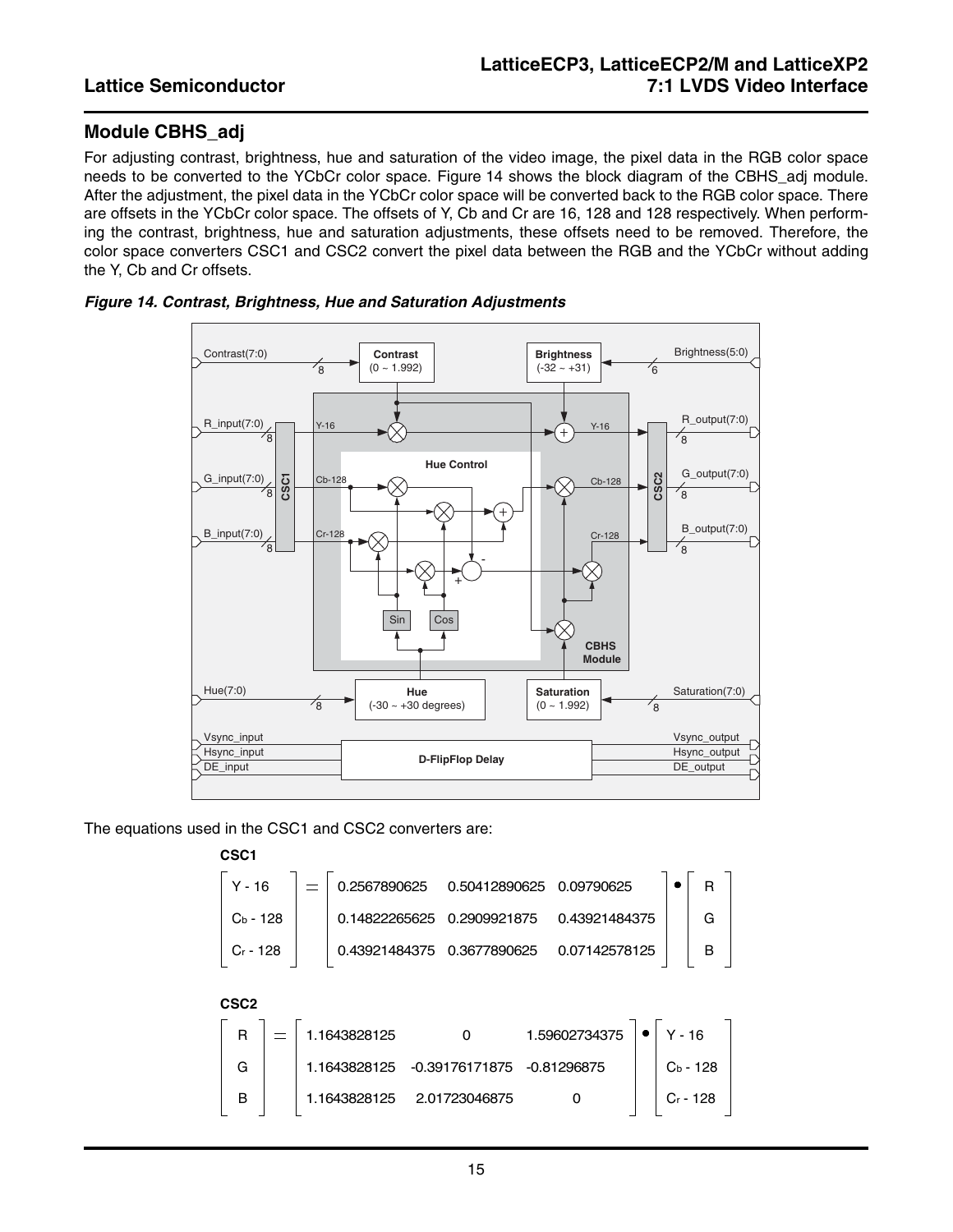## Module CBHS_adj

For adjusting contrast, brightness, hue and saturation of the video image, the pixel data in the RGB color space needs to be converted to the YCbCr color space. Figure 14 shows the block diagram of the CBHS_adj module. After the adjustment, the pixel data in the YCbCr color space will be converted back to the RGB color space. There are offsets in the YCbCr color space. The offsets of Y, Cb and Cr are 16, 128 and 128 respectively. When performing the contrast, brightness, hue and saturation adjustments, these offsets need to be removed. Therefore, the color space converters CSC1 and CSC2 convert the pixel data between the RGB and the YCbCr without adding the Y, Cb and Cr offsets.

*Figure 14. Contrast, Brightness, Hue and Saturation Adjustments*

The equations used in the CSC1 and CSC2 converters are:

**CSC1**

$$\begin{bmatrix} Y - 16 \\ C_b - 128 \\ C_r - 128 \end{bmatrix} = \begin{bmatrix} 0.2567890625 & 0.50412890625 & 0.09790625 \\ 0.14822265625 & 0.2909921875 & 0.43921484375 \\ 0.43921484375 & 0.3677890625 & 0.07142578125 \end{bmatrix} \bullet \begin{bmatrix} R \\ G \\ B \end{bmatrix}$$

**CSC2**

$$\begin{bmatrix} R \\ G \\ B \end{bmatrix} = \begin{bmatrix} 1.1643828125 & 0 & 1.59602734375 \\ 1.1643828125 & -0.39176171875 & -0.81296875 \\ 1.1643828125 & 2.01723046875 & 0 \end{bmatrix} \bullet \begin{bmatrix} Y - 16 \\ C_b - 128 \\ C_r - 128 \end{bmatrix}$$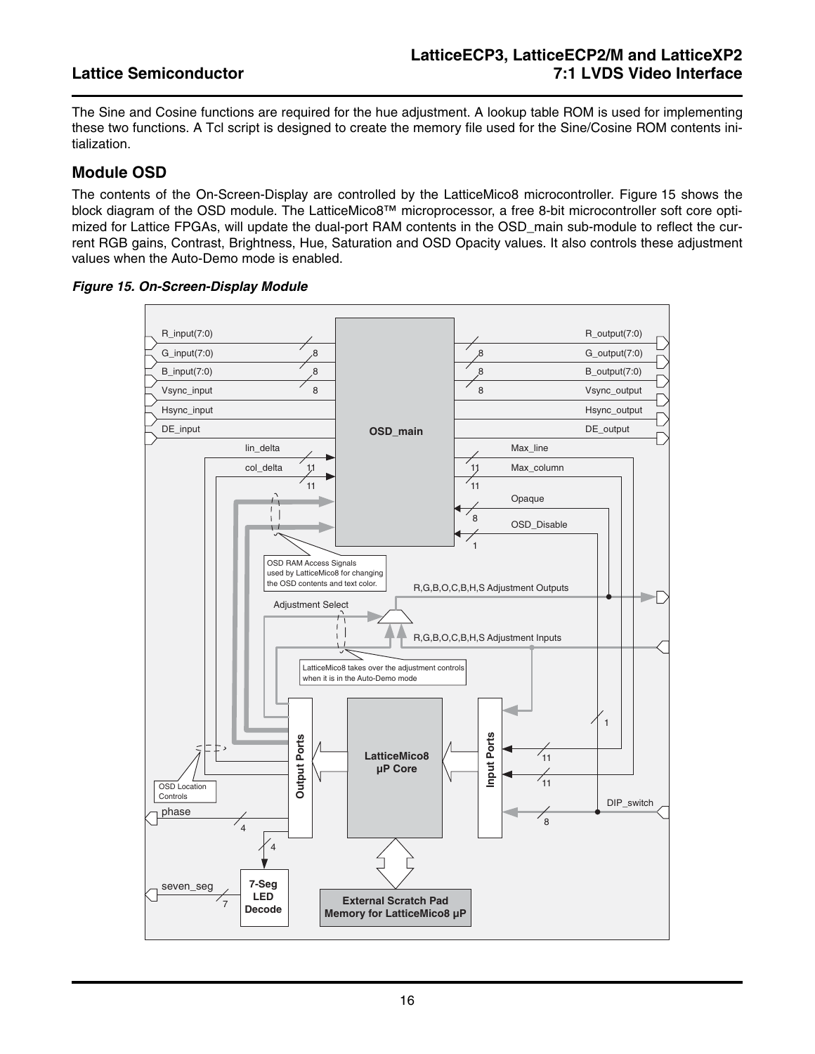The Sine and Cosine functions are required for the hue adjustment. A lookup table ROM is used for implementing these two functions. A Tcl script is designed to create the memory file used for the Sine/Cosine ROM contents initialization.

## Module OSD

The contents of the On-Screen-Display are controlled by the LatticeMico8 microcontroller. Figure 15 shows the block diagram of the OSD module. The LatticeMico8™ microprocessor, a free 8-bit microcontroller soft core optimized for Lattice FPGAs, will update the dual-port RAM contents in the OSD_main sub-module to reflect the current RGB gains, Contrast, Brightness, Hue, Saturation and OSD Opacity values. It also controls these adjustment values when the Auto-Demo mode is enabled.

***Figure 15. On-Screen-Display Module***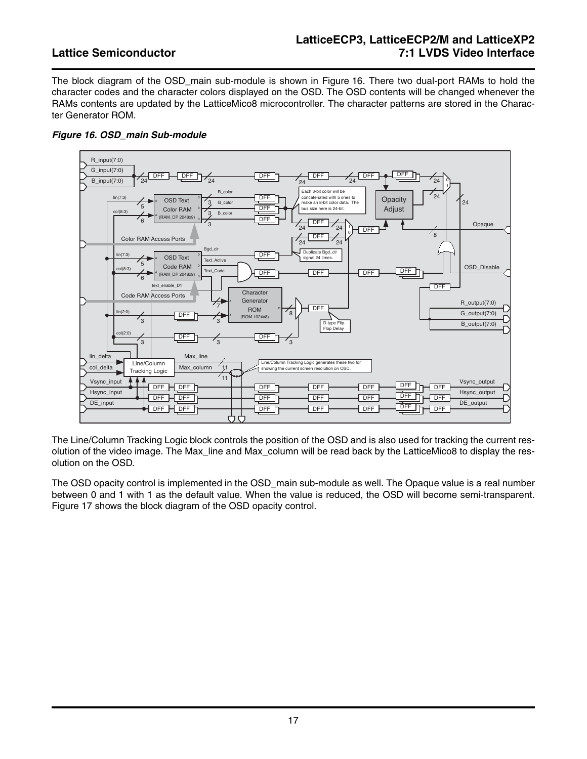The block diagram of the OSD_main sub-module is shown in Figure 16. There two dual-port RAMs to hold the character codes and the character colors displayed on the OSD. The OSD contents will be changed whenever the RAMs contents are updated by the LatticeMico8 microcontroller. The character patterns are stored in the Character Generator ROM.

*Figure 16. OSD_main Sub-module*

The Line/Column Tracking Logic block controls the position of the OSD and is also used for tracking the current resolution of the video image. The Max_line and Max_column will be read back by the LatticeMico8 to display the resolution on the OSD.

The OSD opacity control is implemented in the OSD_main sub-module as well. The Opaque value is a real number between 0 and 1 with 1 as the default value. When the value is reduced, the OSD will become semi-transparent. Figure 17 shows the block diagram of the OSD opacity control.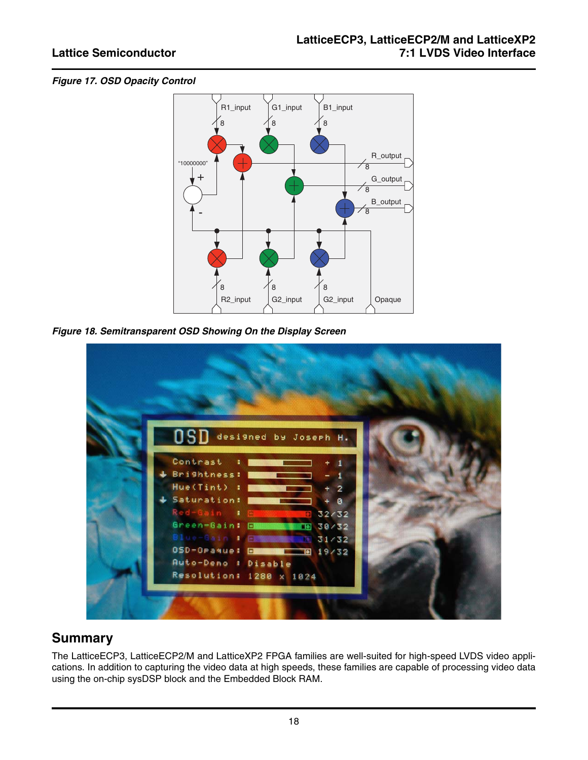*Figure 17. OSD Opacity Control*

*Figure 18. Semitransparent OSD Showing On the Display Screen*

## Summary

The LatticeECP3, LatticeECP2/M and LatticeXP2 FPGA families are well-suited for high-speed LVDS video applications. In addition to capturing the video data at high speeds, these families are capable of processing video data using the on-chip sysDSP block and the Embedded Block RAM.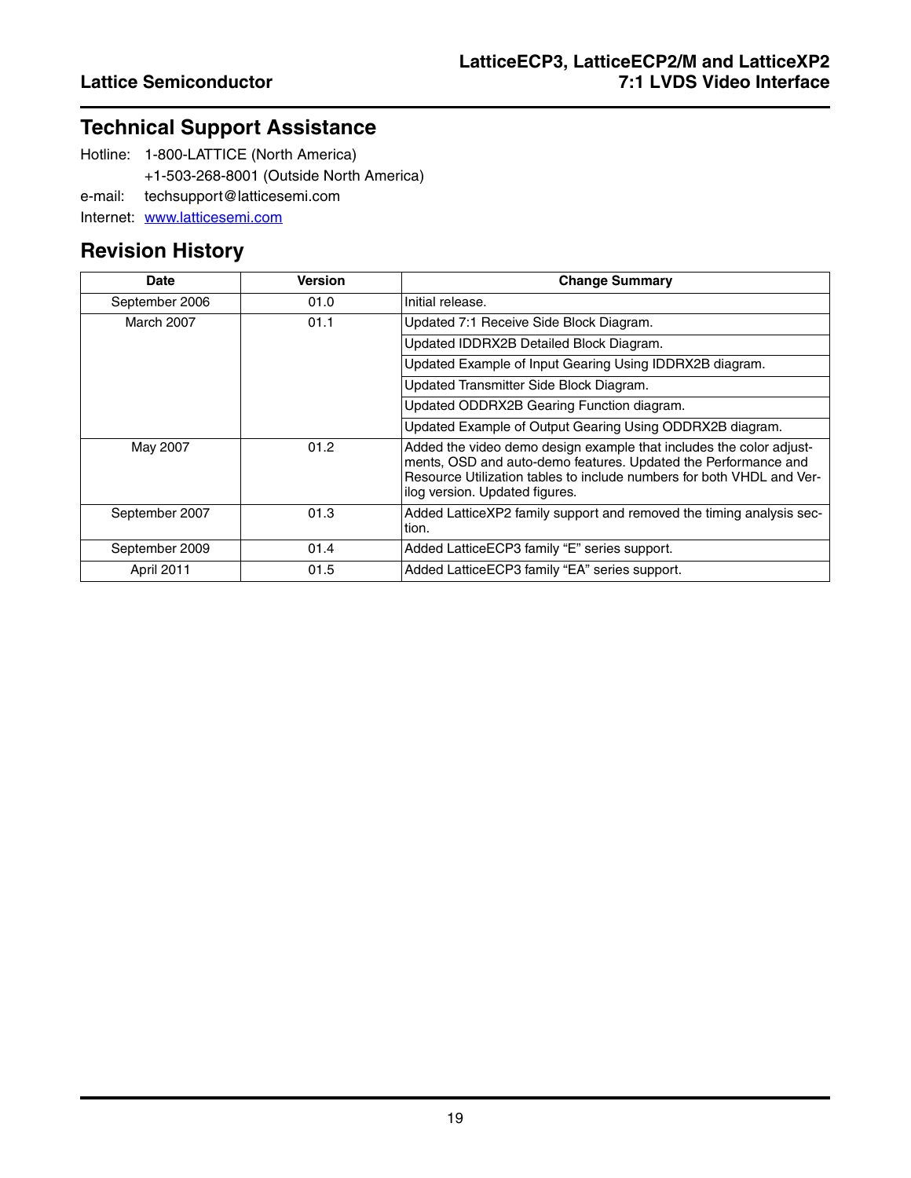## Technical Support Assistance

Hotline: 1-800-LATTICE (North America)
+1-503-268-8001 (Outside North America)

e-mail: techsupport@latticesemi.com

Internet: www.latticesemi.com

## Revision History

| Date | Version | Change Summary |
|---|---|---|
| September 2006 | 01.0 | Initial release. |
| March 2007 | 01.1 | Updated 7:1 Receive Side Block Diagram. |
| | | Updated IDDRX2B Detailed Block Diagram. |
| | | Updated Example of Input Gearing Using IDDRX2B diagram. |
| | | Updated Transmitter Side Block Diagram. |
| | | Updated ODDRX2B Gearing Function diagram. |
| | | Updated Example of Output Gearing Using ODDRX2B diagram. |
| May 2007 | 01.2 | Added the video demo design example that includes the color adjustments, OSD and auto-demo features. Updated the Performance and Resource Utilization tables to include numbers for both VHDL and Verilog version. Updated figures. |
| September 2007 | 01.3 | Added LatticeXP2 family support and removed the timing analysis section. |
| September 2009 | 01.4 | Added LatticeECP3 family “E” series support. |
| April 2011 | 01.5 | Added LatticeECP3 family “EA” series support. |